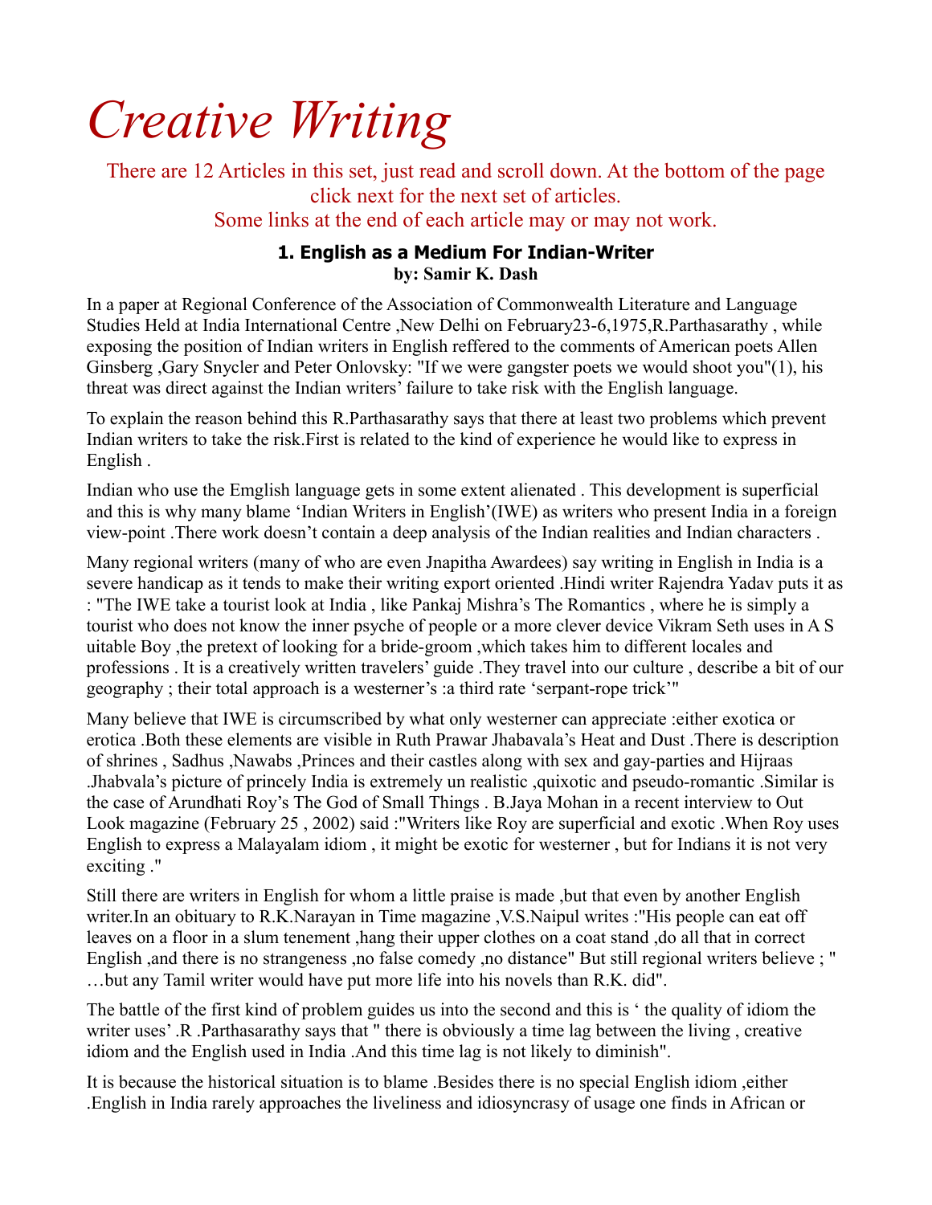# Creative Writing

There are 12 Articles in this set, just read and scroll down. At the bottom of the page click next for the next set of articles.
Some links at the end of each article may or may not work.

### 1. English as a Medium For Indian-Writer
**by: Samir K. Dash**

In a paper at Regional Conference of the Association of Commonwealth Literature and Language Studies Held at India International Centre ,New Delhi on February23-6,1975,R.Parthasarathy , while exposing the position of Indian writers in English reffered to the comments of American poets Allen Ginsberg ,Gary Snycler and Peter Onlovsky: "If we were gangster poets we would shoot you"(1), his threat was direct against the Indian writers' failure to take risk with the English language.

To explain the reason behind this R.Parthasarathy says that there at least two problems which prevent Indian writers to take the risk.First is related to the kind of experience he would like to express in English .

Indian who use the Emglish language gets in some extent alienated . This development is superficial and this is why many blame 'Indian Writers in English'(IWE) as writers who present India in a foreign view-point .There work doesn't contain a deep analysis of the Indian realities and Indian characters .

Many regional writers (many of who are even Jnapitha Awardees) say writing in English in India is a severe handicap as it tends to make their writing export oriented .Hindi writer Rajendra Yadav puts it as : "The IWE take a tourist look at India , like Pankaj Mishra's The Romantics , where he is simply a tourist who does not know the inner psyche of people or a more clever device Vikram Seth uses in A S uitable Boy ,the pretext of looking for a bride-groom ,which takes him to different locales and professions . It is a creatively written travelers' guide .They travel into our culture , describe a bit of our geography ; their total approach is a westerner's :a third rate 'serpant-rope trick'"

Many believe that IWE is circumscribed by what only westerner can appreciate :either exotica or erotica .Both these elements are visible in Ruth Prawar Jhabavala's Heat and Dust .There is description of shrines , Sadhus ,Nawabs ,Princes and their castles along with sex and gay-parties and Hijraas .Jhabvala's picture of princely India is extremely un realistic ,quixotic and pseudo-romantic .Similar is the case of Arundhati Roy's The God of Small Things . B.Jaya Mohan in a recent interview to Out Look magazine (February 25 , 2002) said :"Writers like Roy are superficial and exotic .When Roy uses English to express a Malayalam idiom , it might be exotic for westerner , but for Indians it is not very exciting ."

Still there are writers in English for whom a little praise is made ,but that even by another English writer.In an obituary to R.K.Narayan in Time magazine ,V.S.Naipul writes :"His people can eat off leaves on a floor in a slum tenement ,hang their upper clothes on a coat stand ,do all that in correct English ,and there is no strangeness ,no false comedy ,no distance" But still regional writers believe ; " …but any Tamil writer would have put more life into his novels than R.K. did".

The battle of the first kind of problem guides us into the second and this is ' the quality of idiom the writer uses' .R .Parthasarathy says that " there is obviously a time lag between the living , creative idiom and the English used in India .And this time lag is not likely to diminish".

It is because the historical situation is to blame .Besides there is no special English idiom ,either .English in India rarely approaches the liveliness and idiosyncrasy of usage one finds in African or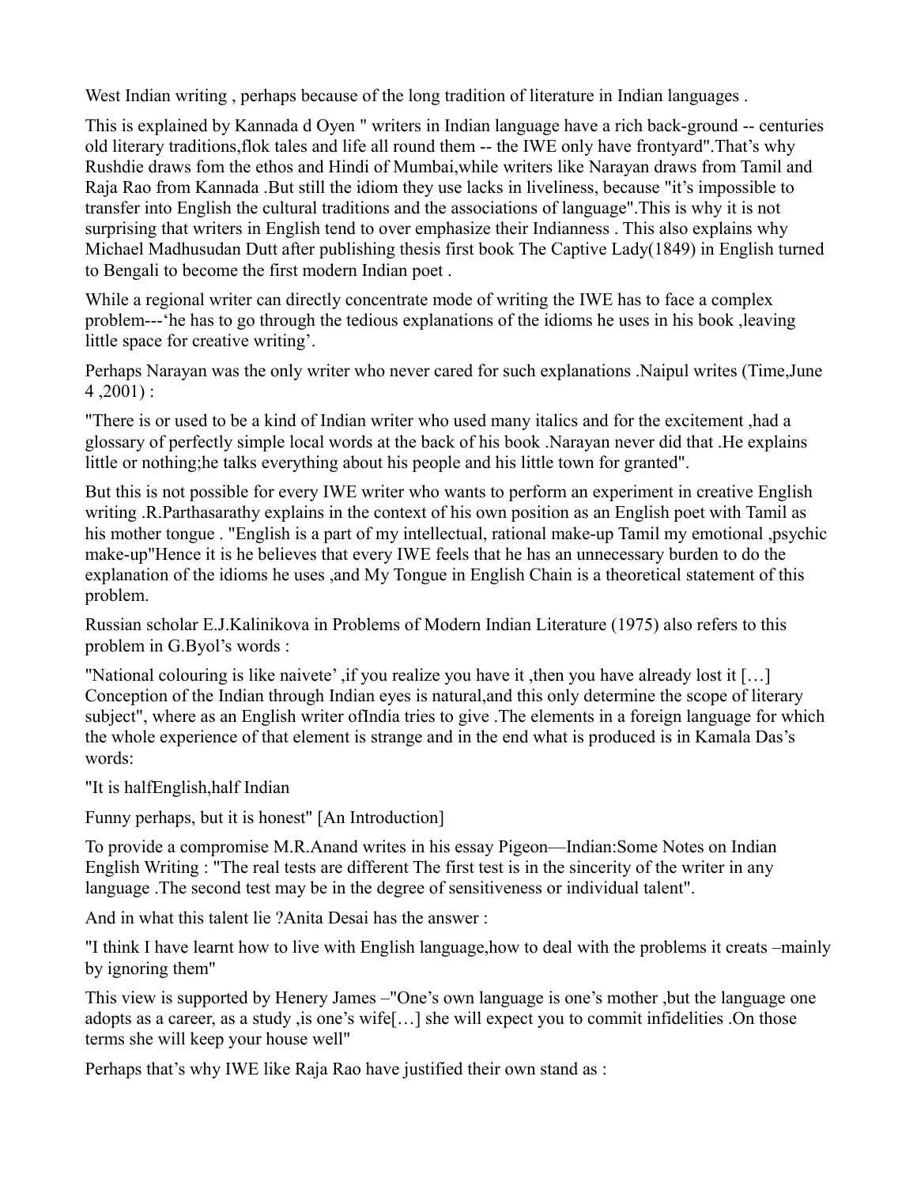West Indian writing , perhaps because of the long tradition of literature in Indian languages .

This is explained by Kannada d Oyen " writers in Indian language have a rich back-ground -- centuries old literary traditions,flok tales and life all round them -- the IWE only have frontyard".That's why Rushdie draws fom the ethos and Hindi of Mumbai,while writers like Narayan draws from Tamil and Raja Rao from Kannada .But still the idiom they use lacks in liveliness, because "it's impossible to transfer into English the cultural traditions and the associations of language".This is why it is not surprising that writers in English tend to over emphasize their Indianness . This also explains why Michael Madhusudan Dutt after publishing thesis first book The Captive Lady(1849) in English turned to Bengali to become the first modern Indian poet .

While a regional writer can directly concentrate mode of writing the IWE has to face a complex problem---'he has to go through the tedious explanations of the idioms he uses in his book ,leaving little space for creative writing'.

Perhaps Narayan was the only writer who never cared for such explanations .Naipul writes (Time,June 4 ,2001) :

"There is or used to be a kind of Indian writer who used many italics and for the excitement ,had a glossary of perfectly simple local words at the back of his book .Narayan never did that .He explains little or nothing;he talks everything about his people and his little town for granted".

But this is not possible for every IWE writer who wants to perform an experiment in creative English writing .R.Parthasarathy explains in the context of his own position as an English poet with Tamil as his mother tongue . "English is a part of my intellectual, rational make-up Tamil my emotional ,psychic make-up"Hence it is he believes that every IWE feels that he has an unnecessary burden to do the explanation of the idioms he uses ,and My Tongue in English Chain is a theoretical statement of this problem.

Russian scholar E.J.Kalinikova in Problems of Modern Indian Literature (1975) also refers to this problem in G.Byol's words :

"National colouring is like naivete' ,if you realize you have it ,then you have already lost it […] Conception of the Indian through Indian eyes is natural,and this only determine the scope of literary subject", where as an English writer ofIndia tries to give .The elements in a foreign language for which the whole experience of that element is strange and in the end what is produced is in Kamala Das's words:

"It is halfEnglish,half Indian

Funny perhaps, but it is honest" [An Introduction]

To provide a compromise M.R.Anand writes in his essay Pigeon—Indian:Some Notes on Indian English Writing : "The real tests are different The first test is in the sincerity of the writer in any language .The second test may be in the degree of sensitiveness or individual talent".

And in what this talent lie ?Anita Desai has the answer :

"I think I have learnt how to live with English language,how to deal with the problems it creats –mainly by ignoring them"

This view is supported by Henery James –"One's own language is one's mother ,but the language one adopts as a career, as a study ,is one's wife[…] she will expect you to commit infidelities .On those terms she will keep your house well"

Perhaps that's why IWE like Raja Rao have justified their own stand as :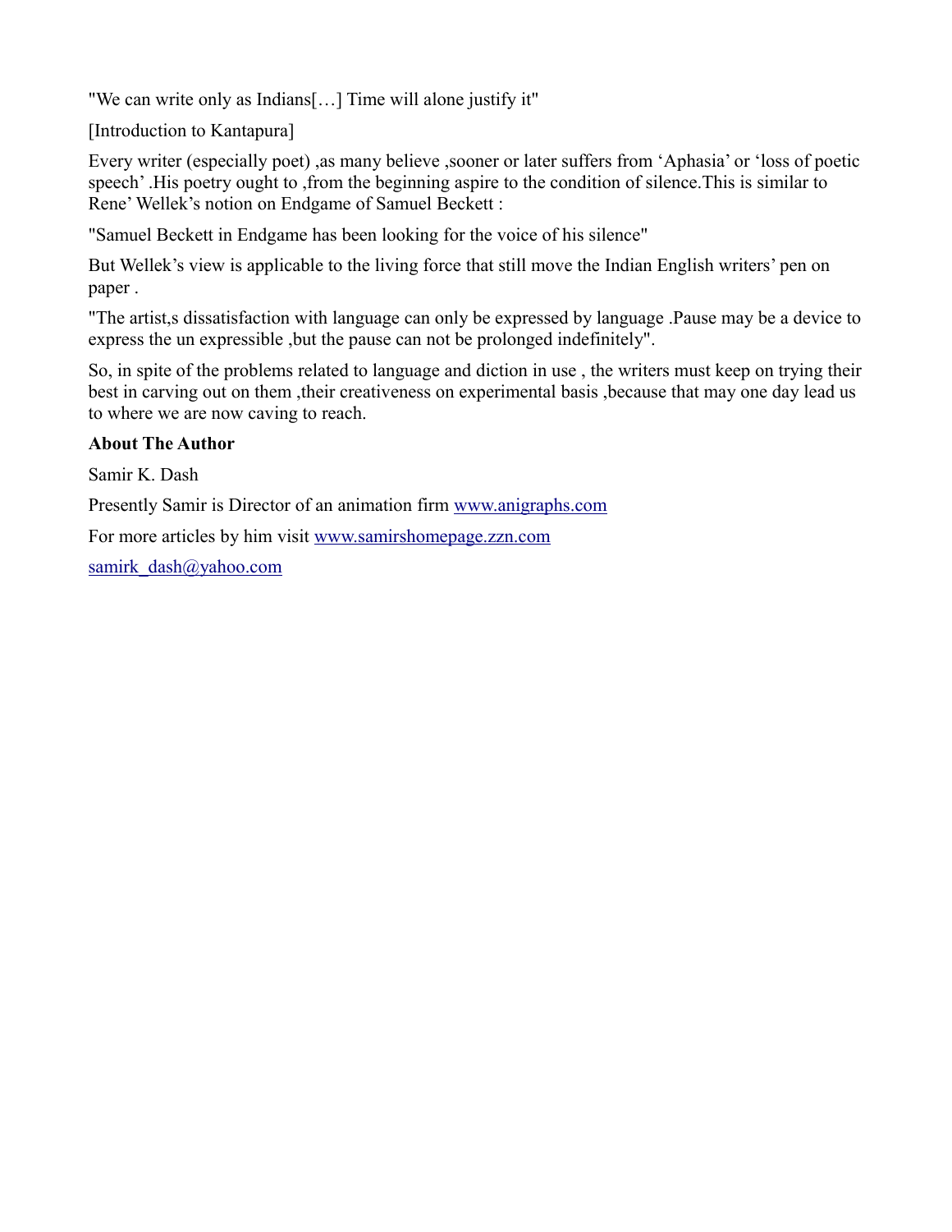"We can write only as Indians[…] Time will alone justify it"

[Introduction to Kantapura]

Every writer (especially poet) ,as many believe ,sooner or later suffers from 'Aphasia' or 'loss of poetic speech' .His poetry ought to ,from the beginning aspire to the condition of silence.This is similar to Rene' Wellek's notion on Endgame of Samuel Beckett :

"Samuel Beckett in Endgame has been looking for the voice of his silence"

But Wellek's view is applicable to the living force that still move the Indian English writers' pen on paper .

"The artist,s dissatisfaction with language can only be expressed by language .Pause may be a device to express the un expressible ,but the pause can not be prolonged indefinitely".

So, in spite of the problems related to language and diction in use , the writers must keep on trying their best in carving out on them ,their creativeness on experimental basis ,because that may one day lead us to where we are now caving to reach.

**About The Author**

Samir K. Dash

Presently Samir is Director of an animation firm [www.anigraphs.com](http://www.anigraphs.com)

For more articles by him visit [www.samirshomepage.zzn.com](http://www.samirshomepage.zzn.com)

[samirk_dash@yahoo.com](mailto:samirk_dash@yahoo.com)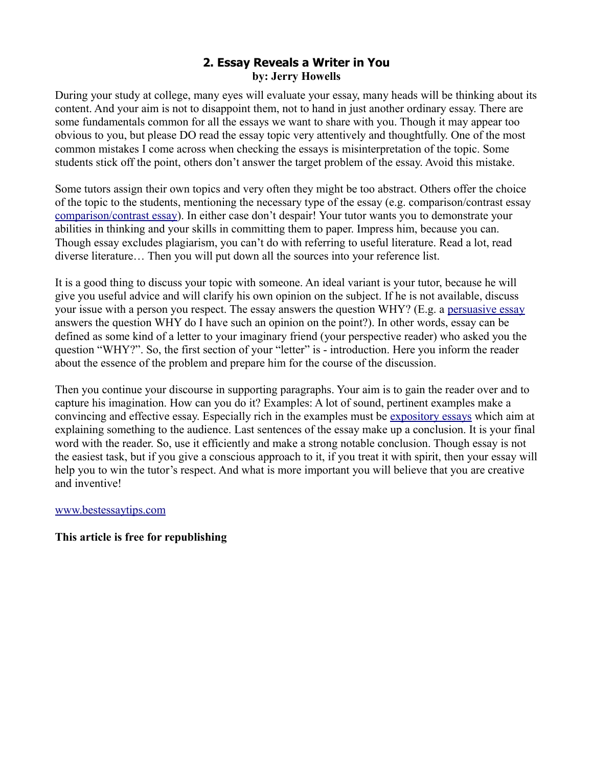## 2. Essay Reveals a Writer in You

**by: Jerry Howells**

During your study at college, many eyes will evaluate your essay, many heads will be thinking about its content. And your aim is not to disappoint them, not to hand in just another ordinary essay. There are some fundamentals common for all the essays we want to share with you. Though it may appear too obvious to you, but please DO read the essay topic very attentively and thoughtfully. One of the most common mistakes I come across when checking the essays is misinterpretation of the topic. Some students stick off the point, others don't answer the target problem of the essay. Avoid this mistake.

Some tutors assign their own topics and very often they might be too abstract. Others offer the choice of the topic to the students, mentioning the necessary type of the essay (e.g. comparison/contrast essay comparison/contrast essay). In either case don't despair! Your tutor wants you to demonstrate your abilities in thinking and your skills in committing them to paper. Impress him, because you can. Though essay excludes plagiarism, you can't do with referring to useful literature. Read a lot, read diverse literature… Then you will put down all the sources into your reference list.

It is a good thing to discuss your topic with someone. An ideal variant is your tutor, because he will give you useful advice and will clarify his own opinion on the subject. If he is not available, discuss your issue with a person you respect. The essay answers the question WHY? (E.g. a persuasive essay answers the question WHY do I have such an opinion on the point?). In other words, essay can be defined as some kind of a letter to your imaginary friend (your perspective reader) who asked you the question "WHY?". So, the first section of your "letter" is - introduction. Here you inform the reader about the essence of the problem and prepare him for the course of the discussion.

Then you continue your discourse in supporting paragraphs. Your aim is to gain the reader over and to capture his imagination. How can you do it? Examples: A lot of sound, pertinent examples make a convincing and effective essay. Especially rich in the examples must be expository essays which aim at explaining something to the audience. Last sentences of the essay make up a conclusion. It is your final word with the reader. So, use it efficiently and make a strong notable conclusion. Though essay is not the easiest task, but if you give a conscious approach to it, if you treat it with spirit, then your essay will help you to win the tutor's respect. And what is more important you will believe that you are creative and inventive!

www.bestessaytips.com

**This article is free for republishing**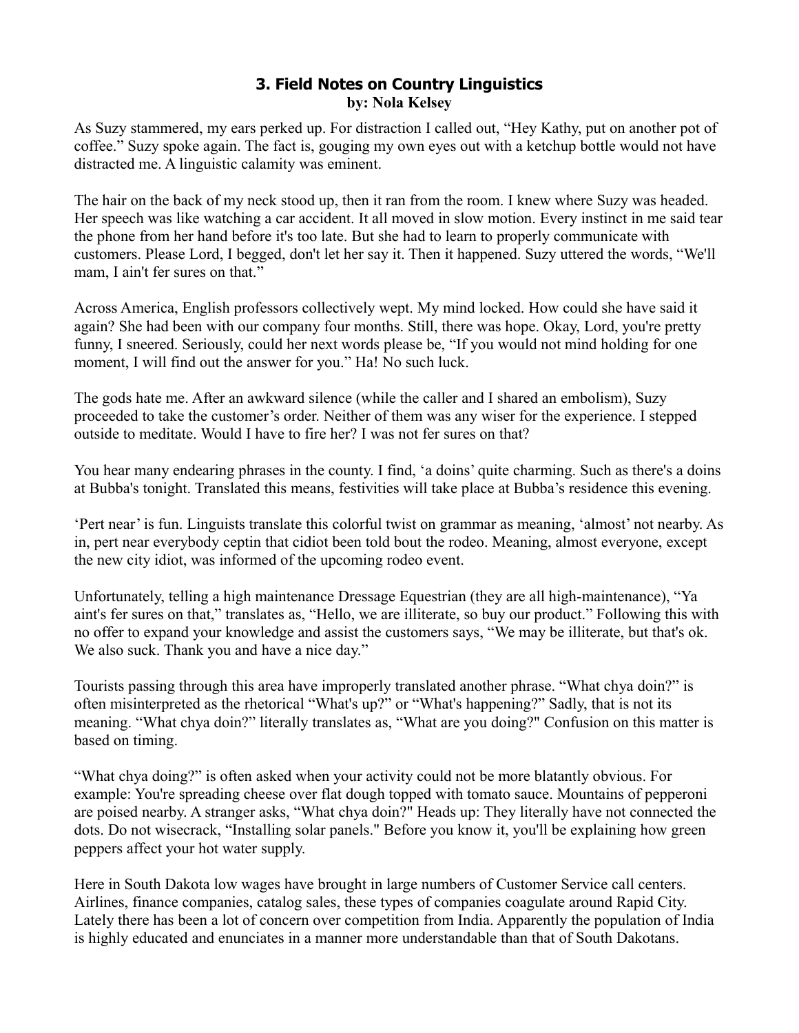### 3. Field Notes on Country Linguistics
**by: Nola Kelsey**

As Suzy stammered, my ears perked up. For distraction I called out, "Hey Kathy, put on another pot of coffee." Suzy spoke again. The fact is, gouging my own eyes out with a ketchup bottle would not have distracted me. A linguistic calamity was eminent.

The hair on the back of my neck stood up, then it ran from the room. I knew where Suzy was headed. Her speech was like watching a car accident. It all moved in slow motion. Every instinct in me said tear the phone from her hand before it's too late. But she had to learn to properly communicate with customers. Please Lord, I begged, don't let her say it. Then it happened. Suzy uttered the words, "We'll mam, I ain't fer sures on that."

Across America, English professors collectively wept. My mind locked. How could she have said it again? She had been with our company four months. Still, there was hope. Okay, Lord, you're pretty funny, I sneered. Seriously, could her next words please be, "If you would not mind holding for one moment, I will find out the answer for you." Ha! No such luck.

The gods hate me. After an awkward silence (while the caller and I shared an embolism), Suzy proceeded to take the customer's order. Neither of them was any wiser for the experience. I stepped outside to meditate. Would I have to fire her? I was not fer sures on that?

You hear many endearing phrases in the county. I find, 'a doins' quite charming. Such as there's a doins at Bubba's tonight. Translated this means, festivities will take place at Bubba's residence this evening.

'Pert near' is fun. Linguists translate this colorful twist on grammar as meaning, 'almost' not nearby. As in, pert near everybody ceptin that cidiot been told bout the rodeo. Meaning, almost everyone, except the new city idiot, was informed of the upcoming rodeo event.

Unfortunately, telling a high maintenance Dressage Equestrian (they are all high-maintenance), "Ya aint's fer sures on that," translates as, "Hello, we are illiterate, so buy our product." Following this with no offer to expand your knowledge and assist the customers says, "We may be illiterate, but that's ok. We also suck. Thank you and have a nice day."

Tourists passing through this area have improperly translated another phrase. "What chya doin?" is often misinterpreted as the rhetorical "What's up?" or "What's happening?" Sadly, that is not its meaning. "What chya doin?" literally translates as, "What are you doing?" Confusion on this matter is based on timing.

"What chya doing?" is often asked when your activity could not be more blatantly obvious. For example: You're spreading cheese over flat dough topped with tomato sauce. Mountains of pepperoni are poised nearby. A stranger asks, "What chya doin?" Heads up: They literally have not connected the dots. Do not wisecrack, "Installing solar panels." Before you know it, you'll be explaining how green peppers affect your hot water supply.

Here in South Dakota low wages have brought in large numbers of Customer Service call centers. Airlines, finance companies, catalog sales, these types of companies coagulate around Rapid City. Lately there has been a lot of concern over competition from India. Apparently the population of India is highly educated and enunciates in a manner more understandable than that of South Dakotans.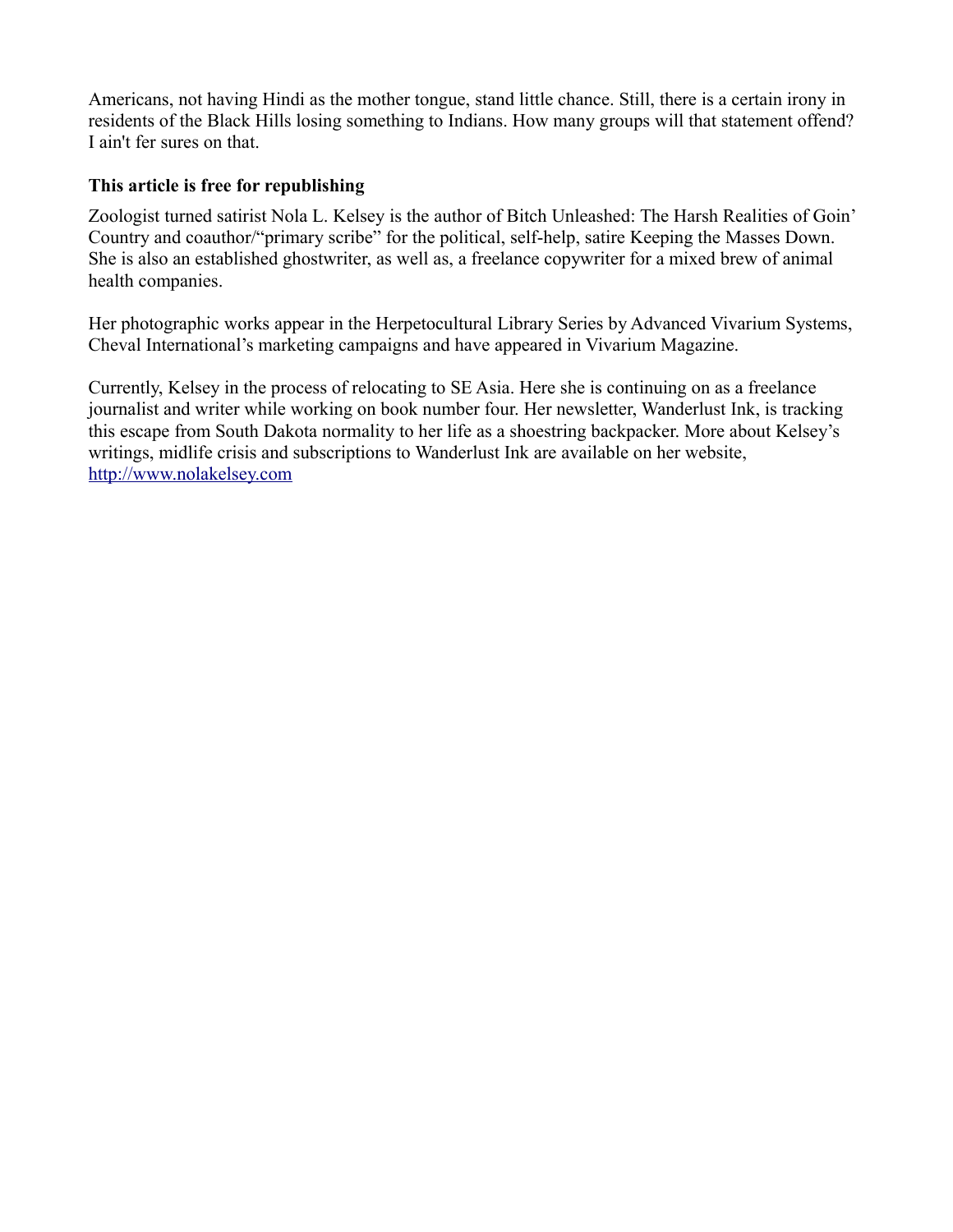Americans, not having Hindi as the mother tongue, stand little chance. Still, there is a certain irony in residents of the Black Hills losing something to Indians. How many groups will that statement offend? I ain't fer sures on that.

**This article is free for republishing**

Zoologist turned satirist Nola L. Kelsey is the author of Bitch Unleashed: The Harsh Realities of Goin' Country and coauthor/"primary scribe" for the political, self-help, satire Keeping the Masses Down. She is also an established ghostwriter, as well as, a freelance copywriter for a mixed brew of animal health companies.

Her photographic works appear in the Herpetocultural Library Series by Advanced Vivarium Systems, Cheval International's marketing campaigns and have appeared in Vivarium Magazine.

Currently, Kelsey in the process of relocating to SE Asia. Here she is continuing on as a freelance journalist and writer while working on book number four. Her newsletter, Wanderlust Ink, is tracking this escape from South Dakota normality to her life as a shoestring backpacker. More about Kelsey's writings, midlife crisis and subscriptions to Wanderlust Ink are available on her website, [http://www.nolakelsey.com](http://www.nolakelsey.com)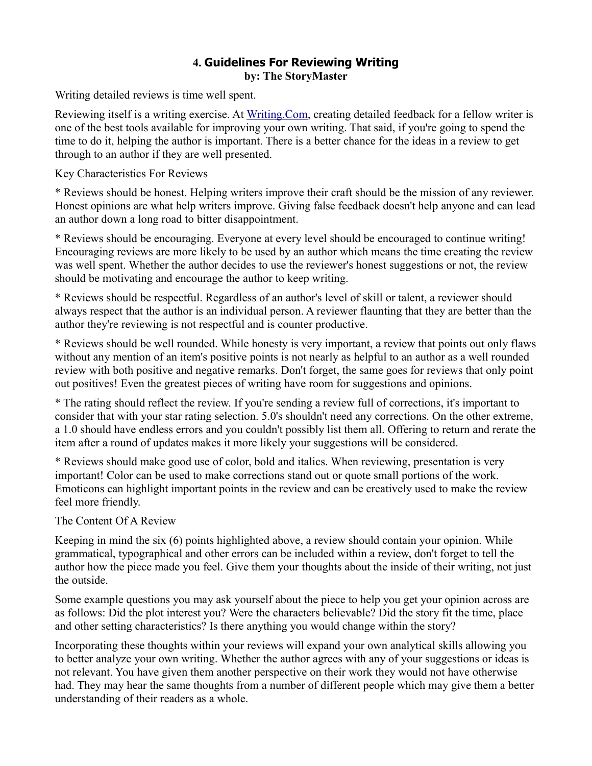## 4. Guidelines For Reviewing Writing

**by: The StoryMaster**

Writing detailed reviews is time well spent.

Reviewing itself is a writing exercise. At Writing.Com, creating detailed feedback for a fellow writer is one of the best tools available for improving your own writing. That said, if you're going to spend the time to do it, helping the author is important. There is a better chance for the ideas in a review to get through to an author if they are well presented.

Key Characteristics For Reviews

* Reviews should be honest. Helping writers improve their craft should be the mission of any reviewer. Honest opinions are what help writers improve. Giving false feedback doesn't help anyone and can lead an author down a long road to bitter disappointment.

* Reviews should be encouraging. Everyone at every level should be encouraged to continue writing! Encouraging reviews are more likely to be used by an author which means the time creating the review was well spent. Whether the author decides to use the reviewer's honest suggestions or not, the review should be motivating and encourage the author to keep writing.

* Reviews should be respectful. Regardless of an author's level of skill or talent, a reviewer should always respect that the author is an individual person. A reviewer flaunting that they are better than the author they're reviewing is not respectful and is counter productive.

* Reviews should be well rounded. While honesty is very important, a review that points out only flaws without any mention of an item's positive points is not nearly as helpful to an author as a well rounded review with both positive and negative remarks. Don't forget, the same goes for reviews that only point out positives! Even the greatest pieces of writing have room for suggestions and opinions.

* The rating should reflect the review. If you're sending a review full of corrections, it's important to consider that with your star rating selection. 5.0's shouldn't need any corrections. On the other extreme, a 1.0 should have endless errors and you couldn't possibly list them all. Offering to return and rerate the item after a round of updates makes it more likely your suggestions will be considered.

* Reviews should make good use of color, bold and italics. When reviewing, presentation is very important! Color can be used to make corrections stand out or quote small portions of the work. Emoticons can highlight important points in the review and can be creatively used to make the review feel more friendly.

The Content Of A Review

Keeping in mind the six (6) points highlighted above, a review should contain your opinion. While grammatical, typographical and other errors can be included within a review, don't forget to tell the author how the piece made you feel. Give them your thoughts about the inside of their writing, not just the outside.

Some example questions you may ask yourself about the piece to help you get your opinion across are as follows: Did the plot interest you? Were the characters believable? Did the story fit the time, place and other setting characteristics? Is there anything you would change within the story?

Incorporating these thoughts within your reviews will expand your own analytical skills allowing you to better analyze your own writing. Whether the author agrees with any of your suggestions or ideas is not relevant. You have given them another perspective on their work they would not have otherwise had. They may hear the same thoughts from a number of different people which may give them a better understanding of their readers as a whole.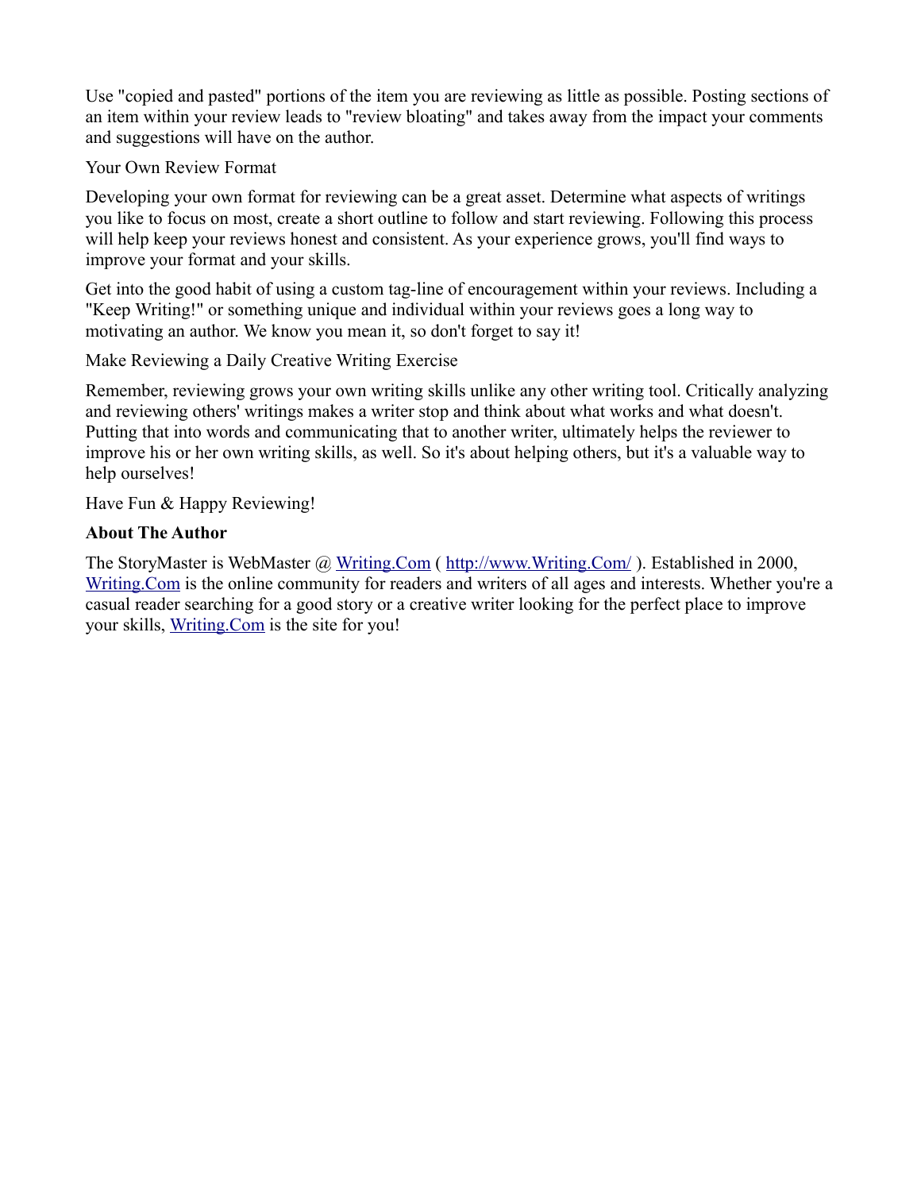Use "copied and pasted" portions of the item you are reviewing as little as possible. Posting sections of an item within your review leads to "review bloating" and takes away from the impact your comments and suggestions will have on the author.

Your Own Review Format

Developing your own format for reviewing can be a great asset. Determine what aspects of writings you like to focus on most, create a short outline to follow and start reviewing. Following this process will help keep your reviews honest and consistent. As your experience grows, you'll find ways to improve your format and your skills.

Get into the good habit of using a custom tag-line of encouragement within your reviews. Including a "Keep Writing!" or something unique and individual within your reviews goes a long way to motivating an author. We know you mean it, so don't forget to say it!

Make Reviewing a Daily Creative Writing Exercise

Remember, reviewing grows your own writing skills unlike any other writing tool. Critically analyzing and reviewing others' writings makes a writer stop and think about what works and what doesn't. Putting that into words and communicating that to another writer, ultimately helps the reviewer to improve his or her own writing skills, as well. So it's about helping others, but it's a valuable way to help ourselves!

Have Fun & Happy Reviewing!

**About The Author**

The StoryMaster is WebMaster @ [Writing.Com](http://www.Writing.Com/) ( [http://www.Writing.Com/](http://www.Writing.Com/) ). Established in 2000, [Writing.Com](http://www.Writing.Com/) is the online community for readers and writers of all ages and interests. Whether you're a casual reader searching for a good story or a creative writer looking for the perfect place to improve your skills, [Writing.Com](http://www.Writing.Com/) is the site for you!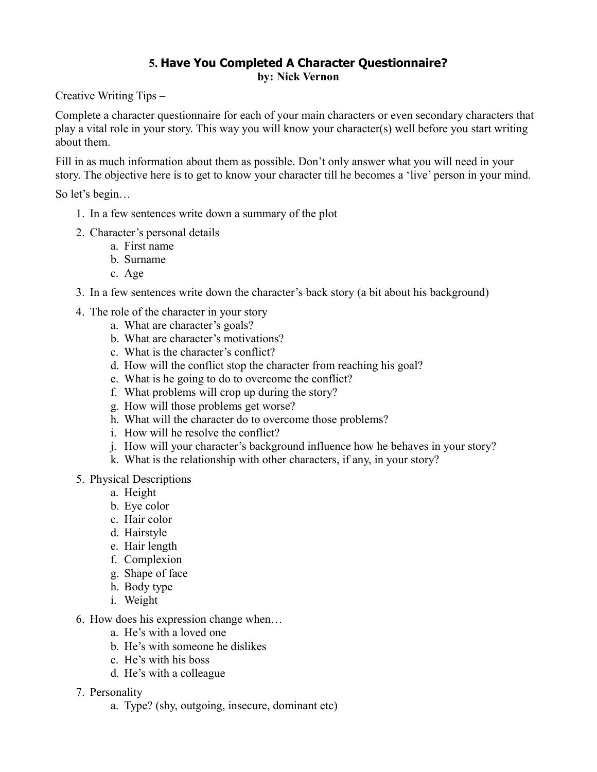## 5. Have You Completed A Character Questionnaire?

**by: Nick Vernon**

Creative Writing Tips –

Complete a character questionnaire for each of your main characters or even secondary characters that play a vital role in your story. This way you will know your character(s) well before you start writing about them.

Fill in as much information about them as possible. Don't only answer what you will need in your story. The objective here is to get to know your character till he becomes a 'live' person in your mind.

So let's begin…

1. In a few sentences write down a summary of the plot
2. Character's personal details
   a. First name
   b. Surname
   c. Age
3. In a few sentences write down the character's back story (a bit about his background)
4. The role of the character in your story
   a. What are character's goals?
   b. What are character's motivations?
   c. What is the character's conflict?
   d. How will the conflict stop the character from reaching his goal?
   e. What is he going to do to overcome the conflict?
   f. What problems will crop up during the story?
   g. How will those problems get worse?
   h. What will the character do to overcome those problems?
   i. How will he resolve the conflict?
   j. How will your character's background influence how he behaves in your story?
   k. What is the relationship with other characters, if any, in your story?
5. Physical Descriptions
   a. Height
   b. Eye color
   c. Hair color
   d. Hairstyle
   e. Hair length
   f. Complexion
   g. Shape of face
   h. Body type
   i. Weight
6. How does his expression change when…
   a. He's with a loved one
   b. He's with someone he dislikes
   c. He's with his boss
   d. He's with a colleague
7. Personality
   a. Type? (shy, outgoing, insecure, dominant etc)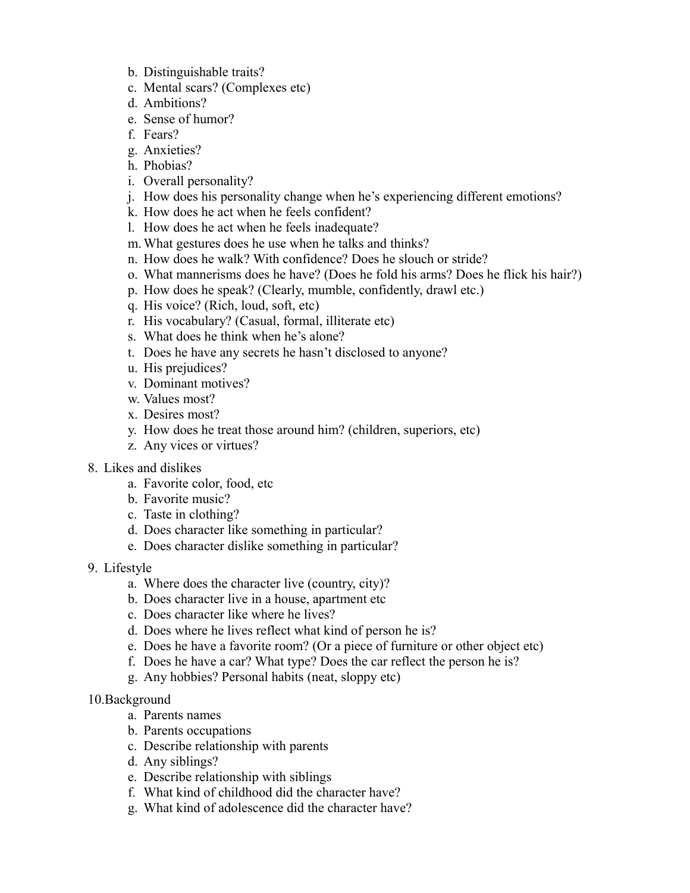b. Distinguishable traits?
c. Mental scars? (Complexes etc)
d. Ambitions?
e. Sense of humor?
f. Fears?
g. Anxieties?
h. Phobias?
i. Overall personality?
j. How does his personality change when he's experiencing different emotions?
k. How does he act when he feels confident?
l. How does he act when he feels inadequate?
m. What gestures does he use when he talks and thinks?
n. How does he walk? With confidence? Does he slouch or stride?
o. What mannerisms does he have? (Does he fold his arms? Does he flick his hair?)
p. How does he speak? (Clearly, mumble, confidently, drawl etc.)
q. His voice? (Rich, loud, soft, etc)
r. His vocabulary? (Casual, formal, illiterate etc)
s. What does he think when he's alone?
t. Does he have any secrets he hasn't disclosed to anyone?
u. His prejudices?
v. Dominant motives?
w. Values most?
x. Desires most?
y. How does he treat those around him? (children, superiors, etc)
z. Any vices or virtues?

8. Likes and dislikes
    a. Favorite color, food, etc
    b. Favorite music?
    c. Taste in clothing?
    d. Does character like something in particular?
    e. Does character dislike something in particular?

9. Lifestyle
    a. Where does the character live (country, city)?
    b. Does character live in a house, apartment etc
    c. Does character like where he lives?
    d. Does where he lives reflect what kind of person he is?
    e. Does he have a favorite room? (Or a piece of furniture or other object etc)
    f. Does he have a car? What type? Does the car reflect the person he is?
    g. Any hobbies? Personal habits (neat, sloppy etc)

10. Background
    a. Parents names
    b. Parents occupations
    c. Describe relationship with parents
    d. Any siblings?
    e. Describe relationship with siblings
    f. What kind of childhood did the character have?
    g. What kind of adolescence did the character have?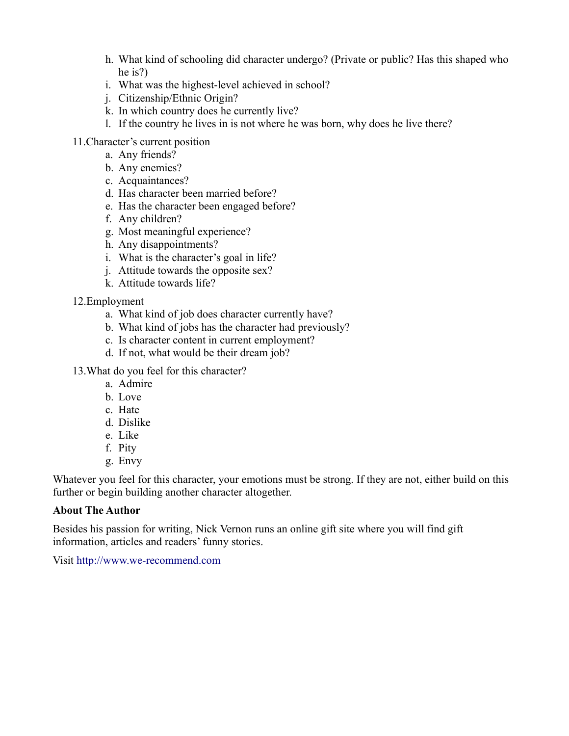h. What kind of schooling did character undergo? (Private or public? Has this shaped who he is?)
   i. What was the highest-level achieved in school?
   j. Citizenship/Ethnic Origin?
   k. In which country does he currently live?
   l. If the country he lives in is not where he was born, why does he live there?

11. Character's current position
   a. Any friends?
   b. Any enemies?
   c. Acquaintances?
   d. Has character been married before?
   e. Has the character been engaged before?
   f. Any children?
   g. Most meaningful experience?
   h. Any disappointments?
   i. What is the character's goal in life?
   j. Attitude towards the opposite sex?
   k. Attitude towards life?

12. Employment
   a. What kind of job does character currently have?
   b. What kind of jobs has the character had previously?
   c. Is character content in current employment?
   d. If not, what would be their dream job?

13. What do you feel for this character?
   a. Admire
   b. Love
   c. Hate
   d. Dislike
   e. Like
   f. Pity
   g. Envy

Whatever you feel for this character, your emotions must be strong. If they are not, either build on this further or begin building another character altogether.

**About The Author**

Besides his passion for writing, Nick Vernon runs an online gift site where you will find gift information, articles and readers' funny stories.

Visit [http://www.we-recommend.com](http://www.we-recommend.com)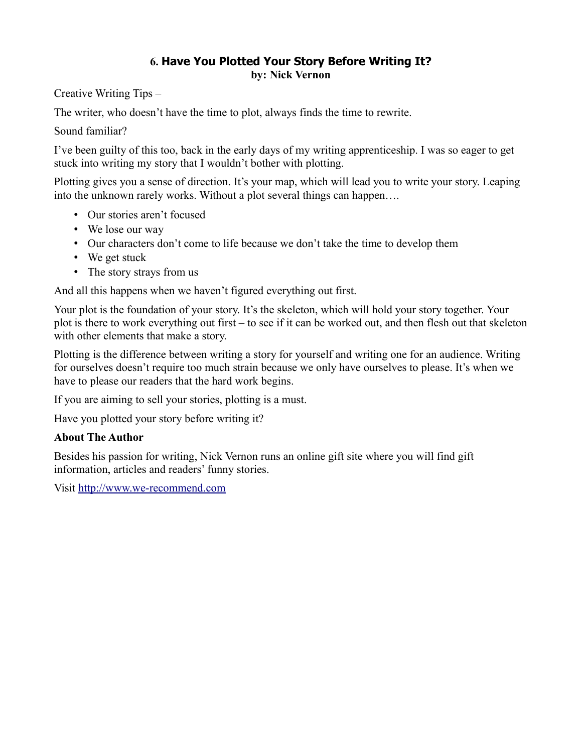## 6. Have You Plotted Your Story Before Writing It?

**by: Nick Vernon**

Creative Writing Tips –

The writer, who doesn't have the time to plot, always finds the time to rewrite.

Sound familiar?

I've been guilty of this too, back in the early days of my writing apprenticeship. I was so eager to get stuck into writing my story that I wouldn't bother with plotting.

Plotting gives you a sense of direction. It's your map, which will lead you to write your story. Leaping into the unknown rarely works. Without a plot several things can happen….

- Our stories aren't focused
- We lose our way
- Our characters don't come to life because we don't take the time to develop them
- We get stuck
- The story strays from us

And all this happens when we haven't figured everything out first.

Your plot is the foundation of your story. It's the skeleton, which will hold your story together. Your plot is there to work everything out first – to see if it can be worked out, and then flesh out that skeleton with other elements that make a story.

Plotting is the difference between writing a story for yourself and writing one for an audience. Writing for ourselves doesn't require too much strain because we only have ourselves to please. It's when we have to please our readers that the hard work begins.

If you are aiming to sell your stories, plotting is a must.

Have you plotted your story before writing it?

**About The Author**

Besides his passion for writing, Nick Vernon runs an online gift site where you will find gift information, articles and readers' funny stories.

Visit [http://www.we-recommend.com](http://www.we-recommend.com)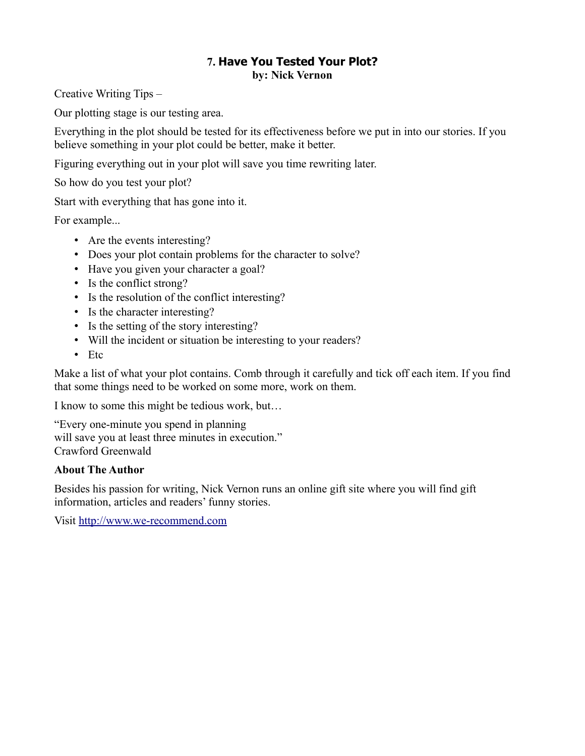## 7. Have You Tested Your Plot?

**by: Nick Vernon**

Creative Writing Tips –

Our plotting stage is our testing area.

Everything in the plot should be tested for its effectiveness before we put in into our stories. If you believe something in your plot could be better, make it better.

Figuring everything out in your plot will save you time rewriting later.

So how do you test your plot?

Start with everything that has gone into it.

For example...

- Are the events interesting?
- Does your plot contain problems for the character to solve?
- Have you given your character a goal?
- Is the conflict strong?
- Is the resolution of the conflict interesting?
- Is the character interesting?
- Is the setting of the story interesting?
- Will the incident or situation be interesting to your readers?
- Etc

Make a list of what your plot contains. Comb through it carefully and tick off each item. If you find that some things need to be worked on some more, work on them.

I know to some this might be tedious work, but…

"Every one-minute you spend in planning
will save you at least three minutes in execution."
Crawford Greenwald

**About The Author**

Besides his passion for writing, Nick Vernon runs an online gift site where you will find gift information, articles and readers' funny stories.

Visit [http://www.we-recommend.com](http://www.we-recommend.com)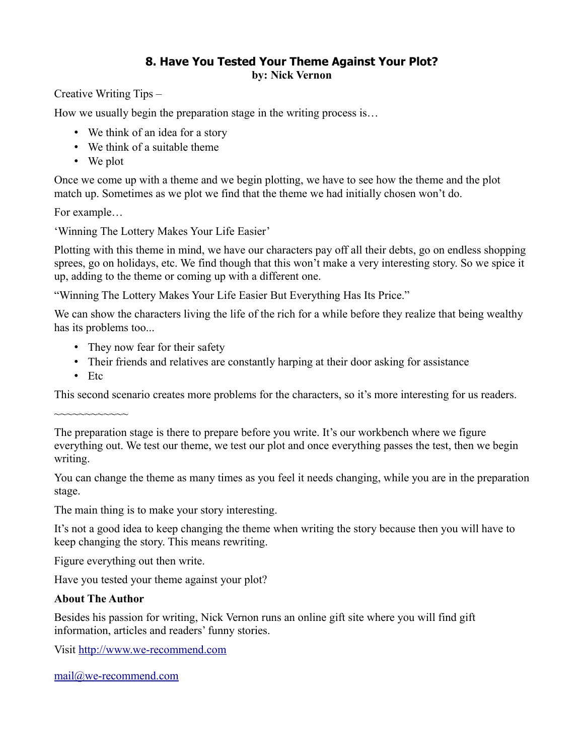## 8. Have You Tested Your Theme Against Your Plot?

**by: Nick Vernon**

Creative Writing Tips –

How we usually begin the preparation stage in the writing process is…

- We think of an idea for a story
- We think of a suitable theme
- We plot

Once we come up with a theme and we begin plotting, we have to see how the theme and the plot match up. Sometimes as we plot we find that the theme we had initially chosen won't do.

For example…

'Winning The Lottery Makes Your Life Easier'

Plotting with this theme in mind, we have our characters pay off all their debts, go on endless shopping sprees, go on holidays, etc. We find though that this won't make a very interesting story. So we spice it up, adding to the theme or coming up with a different one.

"Winning The Lottery Makes Your Life Easier But Everything Has Its Price."

We can show the characters living the life of the rich for a while before they realize that being wealthy has its problems too...

- They now fear for their safety
- Their friends and relatives are constantly harping at their door asking for assistance
- Etc

This second scenario creates more problems for the characters, so it's more interesting for us readers.

~~~~~~~~~~~~

The preparation stage is there to prepare before you write. It's our workbench where we figure everything out. We test our theme, we test our plot and once everything passes the test, then we begin writing.

You can change the theme as many times as you feel it needs changing, while you are in the preparation stage.

The main thing is to make your story interesting.

It's not a good idea to keep changing the theme when writing the story because then you will have to keep changing the story. This means rewriting.

Figure everything out then write.

Have you tested your theme against your plot?

**About The Author**

Besides his passion for writing, Nick Vernon runs an online gift site where you will find gift information, articles and readers' funny stories.

Visit http://www.we-recommend.com

mail@we-recommend.com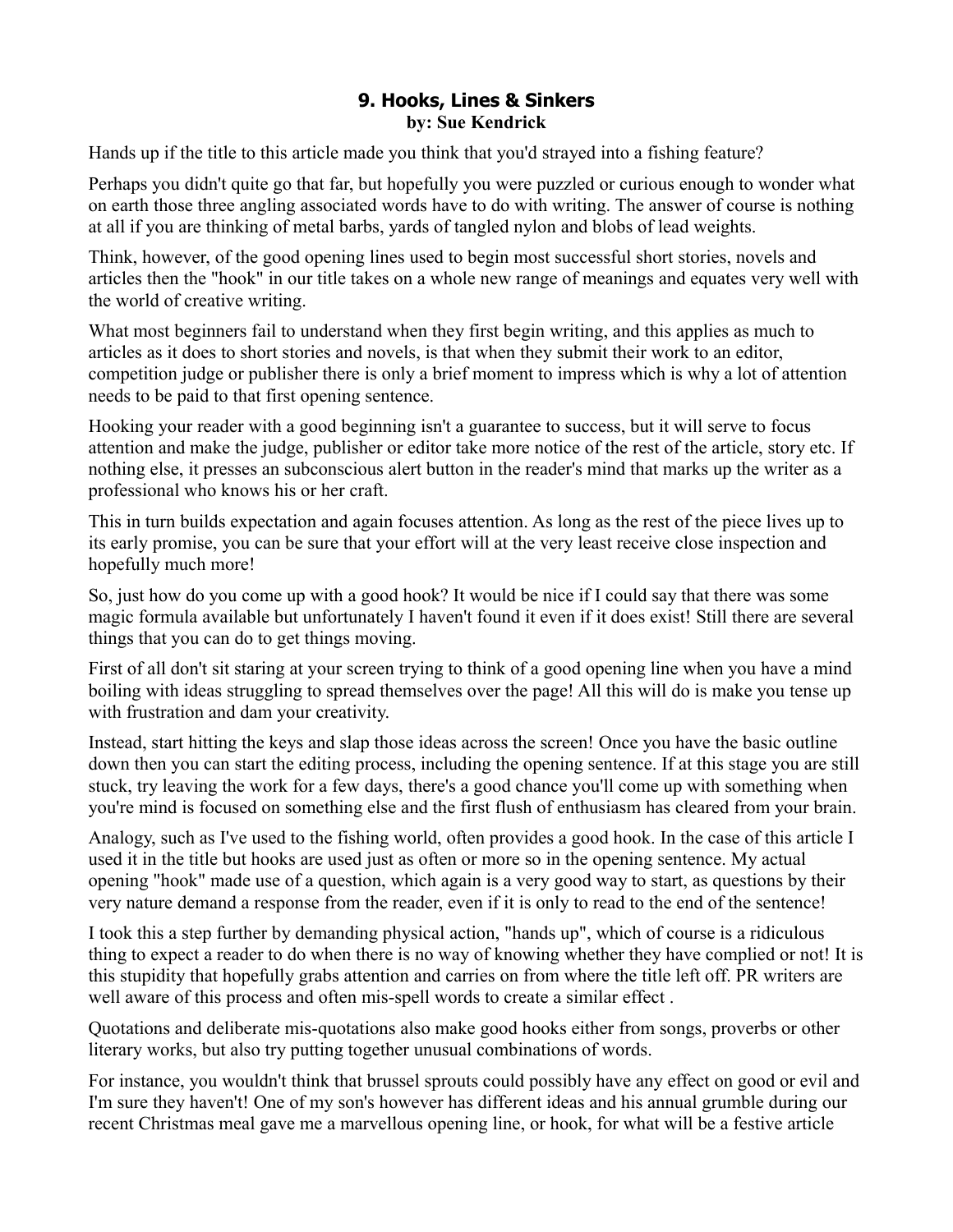## 9. Hooks, Lines & Sinkers

**by: Sue Kendrick**

Hands up if the title to this article made you think that you'd strayed into a fishing feature?

Perhaps you didn't quite go that far, but hopefully you were puzzled or curious enough to wonder what on earth those three angling associated words have to do with writing. The answer of course is nothing at all if you are thinking of metal barbs, yards of tangled nylon and blobs of lead weights.

Think, however, of the good opening lines used to begin most successful short stories, novels and articles then the "hook" in our title takes on a whole new range of meanings and equates very well with the world of creative writing.

What most beginners fail to understand when they first begin writing, and this applies as much to articles as it does to short stories and novels, is that when they submit their work to an editor, competition judge or publisher there is only a brief moment to impress which is why a lot of attention needs to be paid to that first opening sentence.

Hooking your reader with a good beginning isn't a guarantee to success, but it will serve to focus attention and make the judge, publisher or editor take more notice of the rest of the article, story etc. If nothing else, it presses an subconscious alert button in the reader's mind that marks up the writer as a professional who knows his or her craft.

This in turn builds expectation and again focuses attention. As long as the rest of the piece lives up to its early promise, you can be sure that your effort will at the very least receive close inspection and hopefully much more!

So, just how do you come up with a good hook? It would be nice if I could say that there was some magic formula available but unfortunately I haven't found it even if it does exist! Still there are several things that you can do to get things moving.

First of all don't sit staring at your screen trying to think of a good opening line when you have a mind boiling with ideas struggling to spread themselves over the page! All this will do is make you tense up with frustration and dam your creativity.

Instead, start hitting the keys and slap those ideas across the screen! Once you have the basic outline down then you can start the editing process, including the opening sentence. If at this stage you are still stuck, try leaving the work for a few days, there's a good chance you'll come up with something when you're mind is focused on something else and the first flush of enthusiasm has cleared from your brain.

Analogy, such as I've used to the fishing world, often provides a good hook. In the case of this article I used it in the title but hooks are used just as often or more so in the opening sentence. My actual opening "hook" made use of a question, which again is a very good way to start, as questions by their very nature demand a response from the reader, even if it is only to read to the end of the sentence!

I took this a step further by demanding physical action, "hands up", which of course is a ridiculous thing to expect a reader to do when there is no way of knowing whether they have complied or not! It is this stupidity that hopefully grabs attention and carries on from where the title left off. PR writers are well aware of this process and often mis-spell words to create a similar effect .

Quotations and deliberate mis-quotations also make good hooks either from songs, proverbs or other literary works, but also try putting together unusual combinations of words.

For instance, you wouldn't think that brussel sprouts could possibly have any effect on good or evil and I'm sure they haven't! One of my son's however has different ideas and his annual grumble during our recent Christmas meal gave me a marvellous opening line, or hook, for what will be a festive article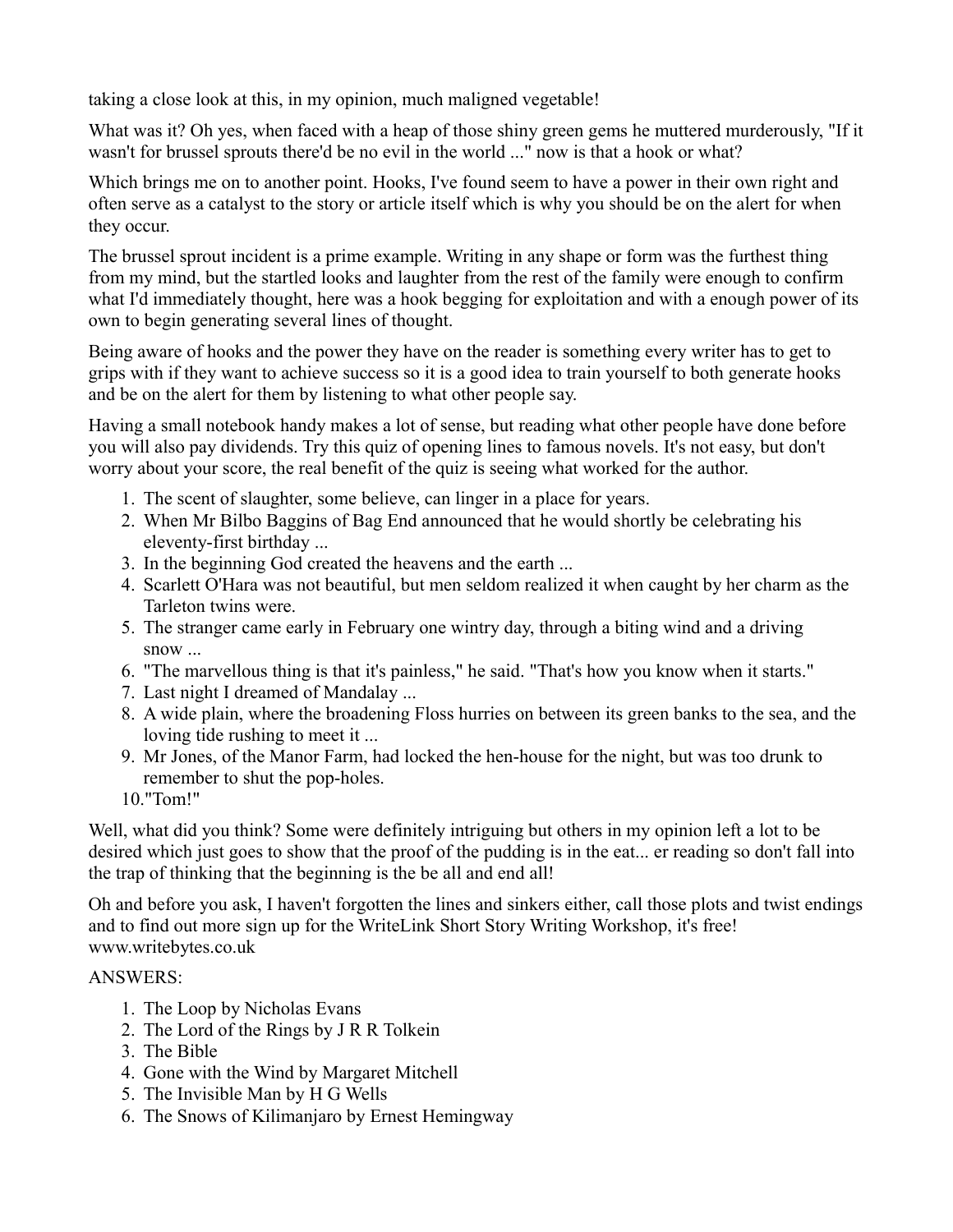taking a close look at this, in my opinion, much maligned vegetable!

What was it? Oh yes, when faced with a heap of those shiny green gems he muttered murderously, "If it wasn't for brussel sprouts there'd be no evil in the world ..." now is that a hook or what?

Which brings me on to another point. Hooks, I've found seem to have a power in their own right and often serve as a catalyst to the story or article itself which is why you should be on the alert for when they occur.

The brussel sprout incident is a prime example. Writing in any shape or form was the furthest thing from my mind, but the startled looks and laughter from the rest of the family were enough to confirm what I'd immediately thought, here was a hook begging for exploitation and with a enough power of its own to begin generating several lines of thought.

Being aware of hooks and the power they have on the reader is something every writer has to get to grips with if they want to achieve success so it is a good idea to train yourself to both generate hooks and be on the alert for them by listening to what other people say.

Having a small notebook handy makes a lot of sense, but reading what other people have done before you will also pay dividends. Try this quiz of opening lines to famous novels. It's not easy, but don't worry about your score, the real benefit of the quiz is seeing what worked for the author.

1. The scent of slaughter, some believe, can linger in a place for years.
2. When Mr Bilbo Baggins of Bag End announced that he would shortly be celebrating his eleventy-first birthday ...
3. In the beginning God created the heavens and the earth ...
4. Scarlett O'Hara was not beautiful, but men seldom realized it when caught by her charm as the Tarleton twins were.
5. The stranger came early in February one wintry day, through a biting wind and a driving snow ...
6. "The marvellous thing is that it's painless," he said. "That's how you know when it starts."
7. Last night I dreamed of Mandalay ...
8. A wide plain, where the broadening Floss hurries on between its green banks to the sea, and the loving tide rushing to meet it ...
9. Mr Jones, of the Manor Farm, had locked the hen-house for the night, but was too drunk to remember to shut the pop-holes.
10. "Tom!"

Well, what did you think? Some were definitely intriguing but others in my opinion left a lot to be desired which just goes to show that the proof of the pudding is in the eat... er reading so don't fall into the trap of thinking that the beginning is the be all and end all!

Oh and before you ask, I haven't forgotten the lines and sinkers either, call those plots and twist endings and to find out more sign up for the WriteLink Short Story Writing Workshop, it's free! www.writebytes.co.uk

ANSWERS:

1. The Loop by Nicholas Evans
2. The Lord of the Rings by J R R Tolkein
3. The Bible
4. Gone with the Wind by Margaret Mitchell
5. The Invisible Man by H G Wells
6. The Snows of Kilimanjaro by Ernest Hemingway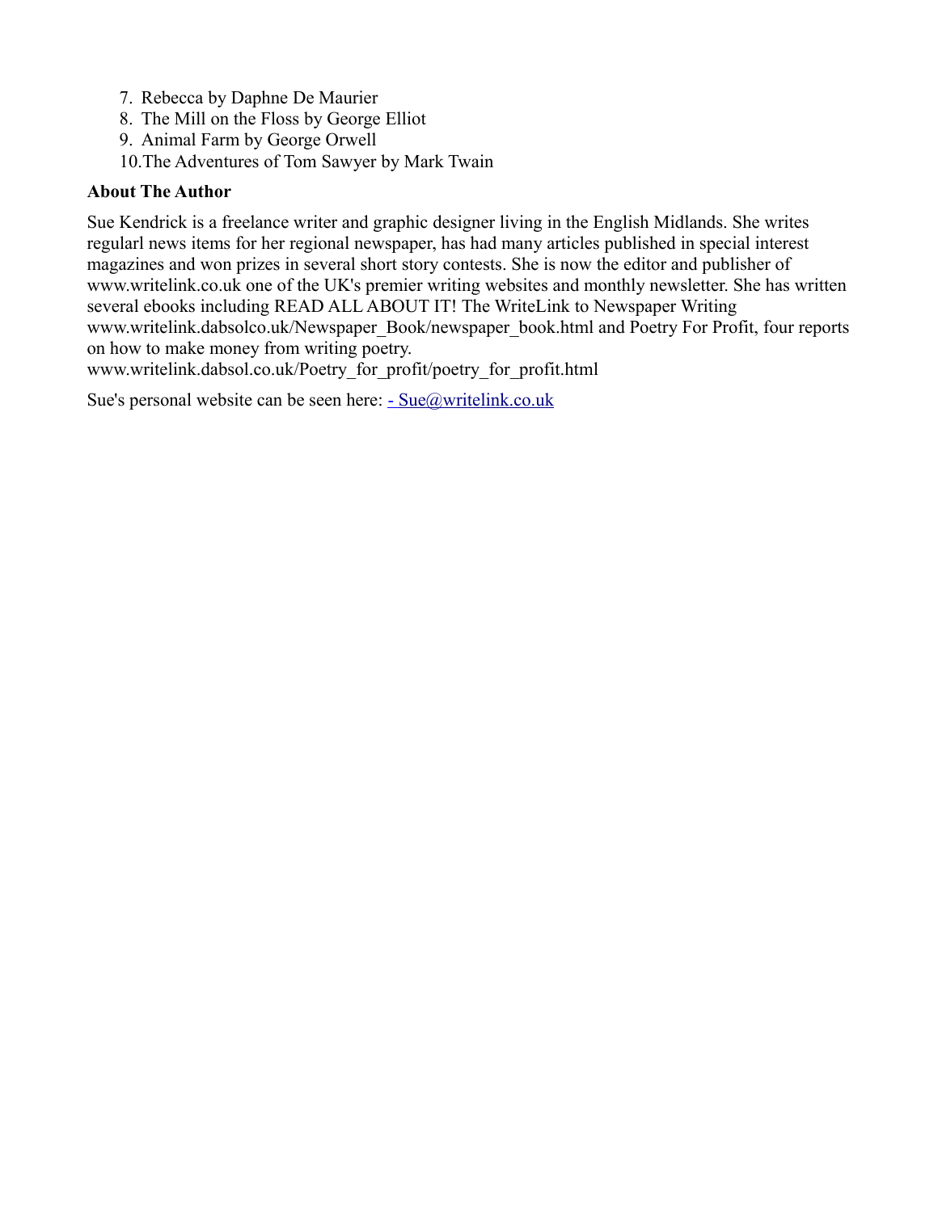7. Rebecca by Daphne De Maurier
8. The Mill on the Floss by George Elliot
9. Animal Farm by George Orwell
10. The Adventures of Tom Sawyer by Mark Twain

**About The Author**

Sue Kendrick is a freelance writer and graphic designer living in the English Midlands. She writes regularl news items for her regional newspaper, has had many articles published in special interest magazines and won prizes in several short story contests. She is now the editor and publisher of www.writelink.co.uk one of the UK's premier writing websites and monthly newsletter. She has written several ebooks including READ ALL ABOUT IT! The WriteLink to Newspaper Writing www.writelink.dabsolco.uk/Newspaper_Book/newspaper_book.html and Poetry For Profit, four reports on how to make money from writing poetry.
www.writelink.dabsol.co.uk/Poetry_for_profit/poetry_for_profit.html

Sue's personal website can be seen here: [- Sue@writelink.co.uk](mailto:Sue@writelink.co.uk)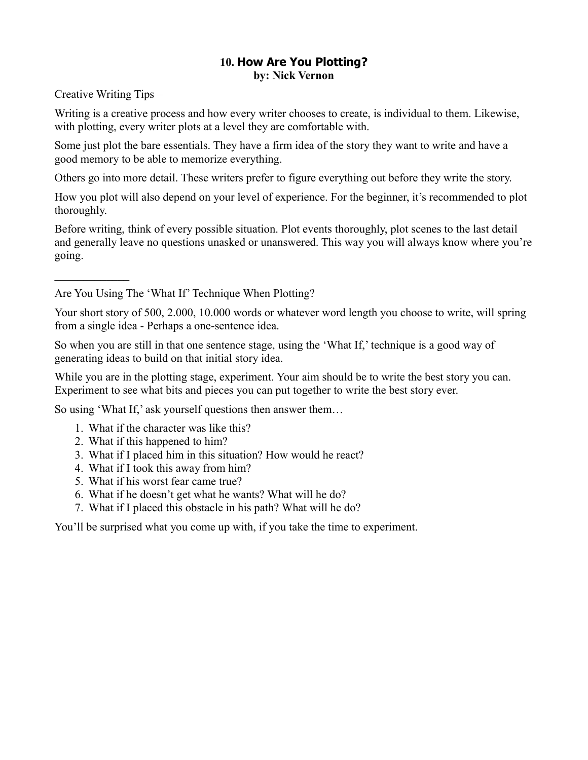## 10. How Are You Plotting?

**by: Nick Vernon**

Creative Writing Tips –

Writing is a creative process and how every writer chooses to create, is individual to them. Likewise, with plotting, every writer plots at a level they are comfortable with.

Some just plot the bare essentials. They have a firm idea of the story they want to write and have a good memory to be able to memorize everything.

Others go into more detail. These writers prefer to figure everything out before they write the story.

How you plot will also depend on your level of experience. For the beginner, it's recommended to plot thoroughly.

Before writing, think of every possible situation. Plot events thoroughly, plot scenes to the last detail and generally leave no questions unasked or unanswered. This way you will always know where you're going.

______________

Are You Using The 'What If' Technique When Plotting?

Your short story of 500, 2.000, 10.000 words or whatever word length you choose to write, will spring from a single idea - Perhaps a one-sentence idea.

So when you are still in that one sentence stage, using the 'What If,' technique is a good way of generating ideas to build on that initial story idea.

While you are in the plotting stage, experiment. Your aim should be to write the best story you can. Experiment to see what bits and pieces you can put together to write the best story ever.

So using 'What If,' ask yourself questions then answer them…

1. What if the character was like this?
2. What if this happened to him?
3. What if I placed him in this situation? How would he react?
4. What if I took this away from him?
5. What if his worst fear came true?
6. What if he doesn't get what he wants? What will he do?
7. What if I placed this obstacle in his path? What will he do?

You'll be surprised what you come up with, if you take the time to experiment.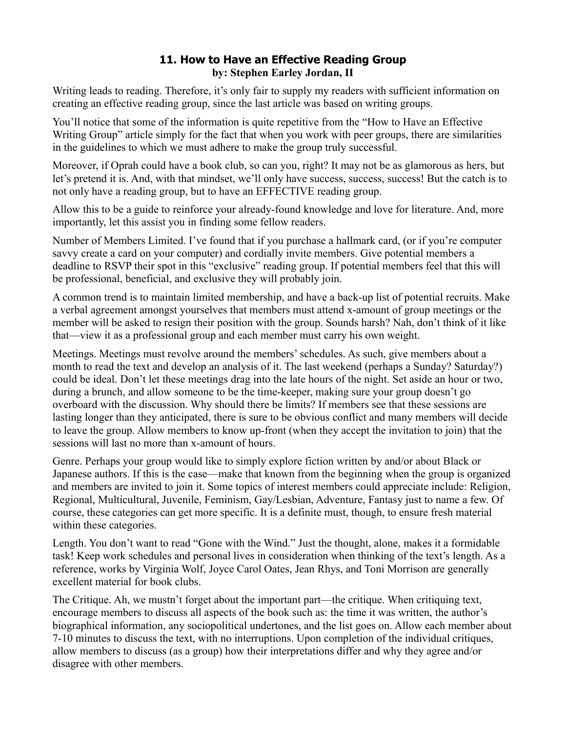## 11. How to Have an Effective Reading Group

**by: Stephen Earley Jordan, II**

Writing leads to reading. Therefore, it's only fair to supply my readers with sufficient information on creating an effective reading group, since the last article was based on writing groups.

You'll notice that some of the information is quite repetitive from the "How to Have an Effective Writing Group" article simply for the fact that when you work with peer groups, there are similarities in the guidelines to which we must adhere to make the group truly successful.

Moreover, if Oprah could have a book club, so can you, right? It may not be as glamorous as hers, but let's pretend it is. And, with that mindset, we'll only have success, success, success! But the catch is to not only have a reading group, but to have an EFFECTIVE reading group.

Allow this to be a guide to reinforce your already-found knowledge and love for literature. And, more importantly, let this assist you in finding some fellow readers.

Number of Members Limited. I've found that if you purchase a hallmark card, (or if you're computer savvy create a card on your computer) and cordially invite members. Give potential members a deadline to RSVP their spot in this "exclusive" reading group. If potential members feel that this will be professional, beneficial, and exclusive they will probably join.

A common trend is to maintain limited membership, and have a back-up list of potential recruits. Make a verbal agreement amongst yourselves that members must attend x-amount of group meetings or the member will be asked to resign their position with the group. Sounds harsh? Nah, don't think of it like that—view it as a professional group and each member must carry his own weight.

Meetings. Meetings must revolve around the members' schedules. As such, give members about a month to read the text and develop an analysis of it. The last weekend (perhaps a Sunday? Saturday?) could be ideal. Don't let these meetings drag into the late hours of the night. Set aside an hour or two, during a brunch, and allow someone to be the time-keeper, making sure your group doesn't go overboard with the discussion. Why should there be limits? If members see that these sessions are lasting longer than they anticipated, there is sure to be obvious conflict and many members will decide to leave the group. Allow members to know up-front (when they accept the invitation to join) that the sessions will last no more than x-amount of hours.

Genre. Perhaps your group would like to simply explore fiction written by and/or about Black or Japanese authors. If this is the case—make that known from the beginning when the group is organized and members are invited to join it. Some topics of interest members could appreciate include: Religion, Regional, Multicultural, Juvenile, Feminism, Gay/Lesbian, Adventure, Fantasy just to name a few. Of course, these categories can get more specific. It is a definite must, though, to ensure fresh material within these categories.

Length. You don't want to read "Gone with the Wind." Just the thought, alone, makes it a formidable task! Keep work schedules and personal lives in consideration when thinking of the text's length. As a reference, works by Virginia Wolf, Joyce Carol Oates, Jean Rhys, and Toni Morrison are generally excellent material for book clubs.

The Critique. Ah, we mustn't forget about the important part—the critique. When critiquing text, encourage members to discuss all aspects of the book such as: the time it was written, the author's biographical information, any sociopolitical undertones, and the list goes on. Allow each member about 7-10 minutes to discuss the text, with no interruptions. Upon completion of the individual critiques, allow members to discuss (as a group) how their interpretations differ and why they agree and/or disagree with other members.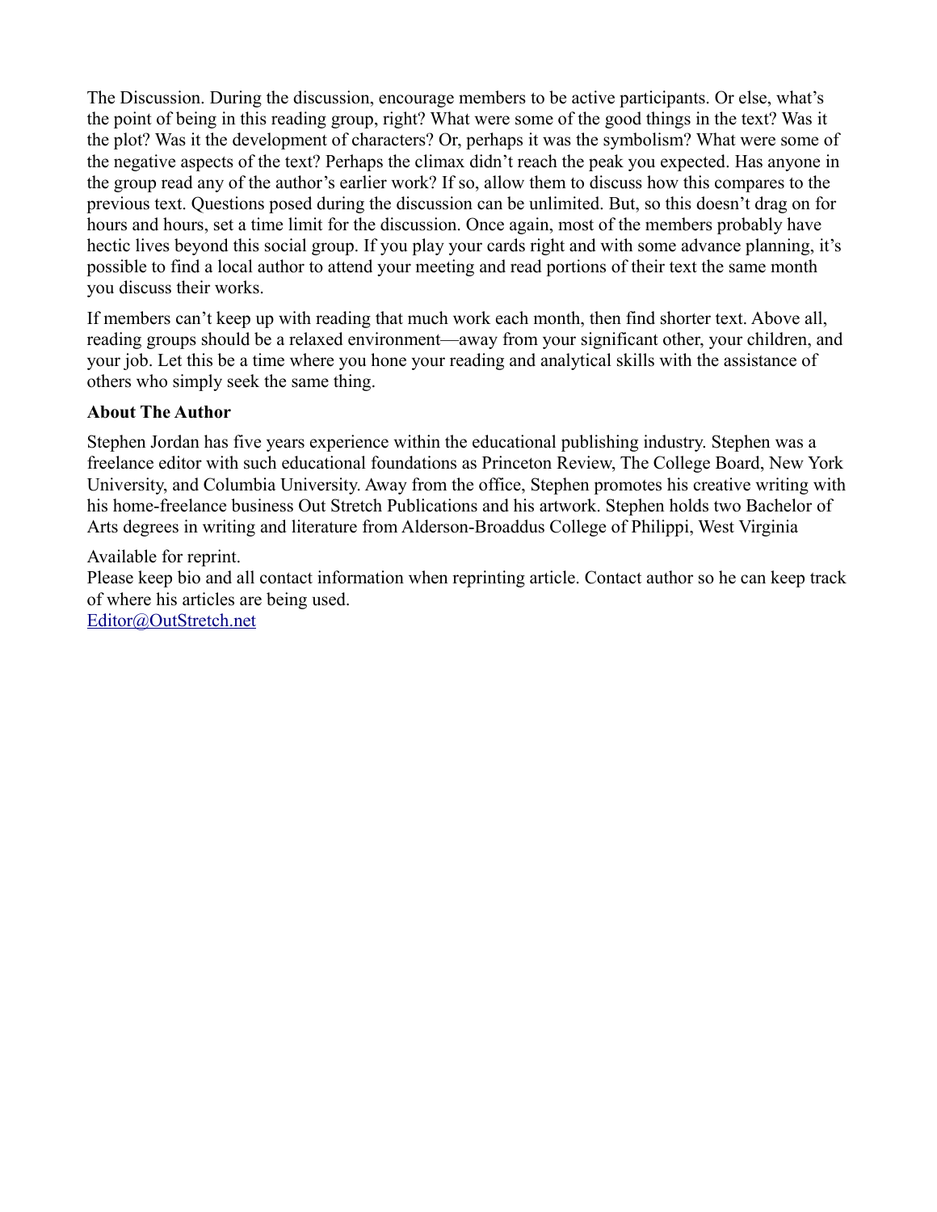The Discussion. During the discussion, encourage members to be active participants. Or else, what's the point of being in this reading group, right? What were some of the good things in the text? Was it the plot? Was it the development of characters? Or, perhaps it was the symbolism? What were some of the negative aspects of the text? Perhaps the climax didn't reach the peak you expected. Has anyone in the group read any of the author's earlier work? If so, allow them to discuss how this compares to the previous text. Questions posed during the discussion can be unlimited. But, so this doesn't drag on for hours and hours, set a time limit for the discussion. Once again, most of the members probably have hectic lives beyond this social group. If you play your cards right and with some advance planning, it's possible to find a local author to attend your meeting and read portions of their text the same month you discuss their works.

If members can't keep up with reading that much work each month, then find shorter text. Above all, reading groups should be a relaxed environment—away from your significant other, your children, and your job. Let this be a time where you hone your reading and analytical skills with the assistance of others who simply seek the same thing.

**About The Author**

Stephen Jordan has five years experience within the educational publishing industry. Stephen was a freelance editor with such educational foundations as Princeton Review, The College Board, New York University, and Columbia University. Away from the office, Stephen promotes his creative writing with his home-freelance business Out Stretch Publications and his artwork. Stephen holds two Bachelor of Arts degrees in writing and literature from Alderson-Broaddus College of Philippi, West Virginia

Available for reprint.
Please keep bio and all contact information when reprinting article. Contact author so he can keep track of where his articles are being used.
Editor@OutStretch.net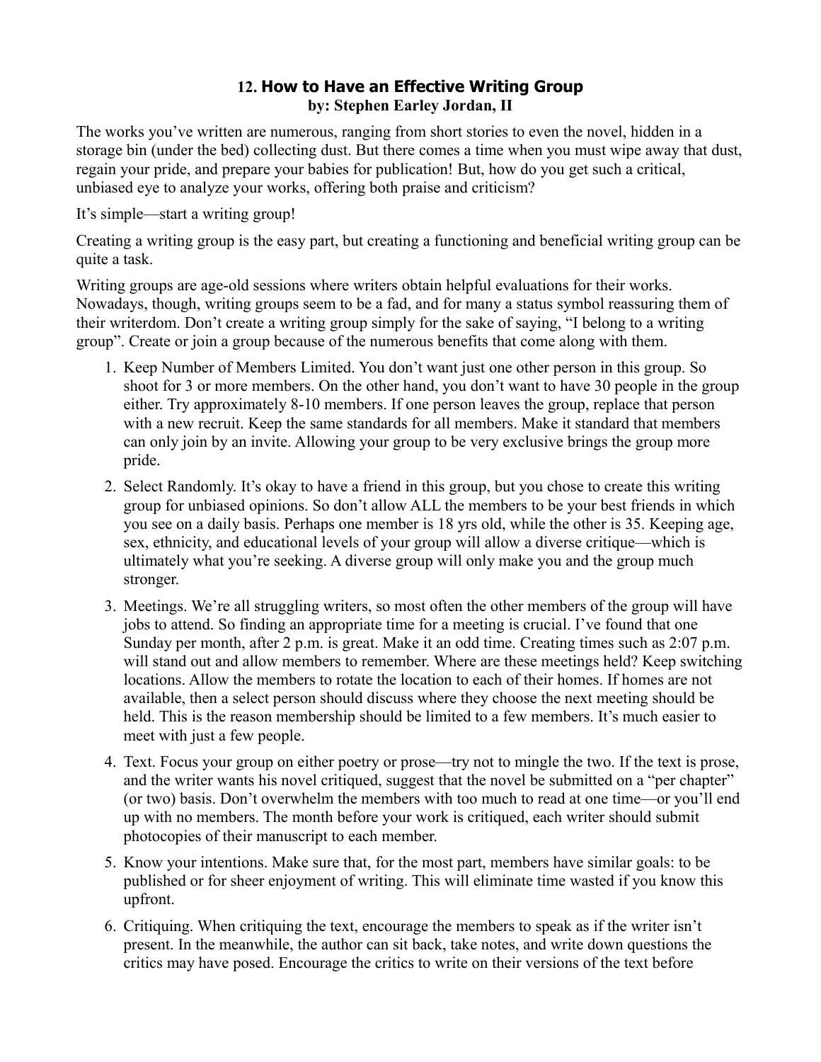## 12. How to Have an Effective Writing Group

**by: Stephen Earley Jordan, II**

The works you've written are numerous, ranging from short stories to even the novel, hidden in a storage bin (under the bed) collecting dust. But there comes a time when you must wipe away that dust, regain your pride, and prepare your babies for publication! But, how do you get such a critical, unbiased eye to analyze your works, offering both praise and criticism?

It's simple—start a writing group!

Creating a writing group is the easy part, but creating a functioning and beneficial writing group can be quite a task.

Writing groups are age-old sessions where writers obtain helpful evaluations for their works. Nowadays, though, writing groups seem to be a fad, and for many a status symbol reassuring them of their writerdom. Don't create a writing group simply for the sake of saying, "I belong to a writing group". Create or join a group because of the numerous benefits that come along with them.

1. Keep Number of Members Limited. You don't want just one other person in this group. So shoot for 3 or more members. On the other hand, you don't want to have 30 people in the group either. Try approximately 8-10 members. If one person leaves the group, replace that person with a new recruit. Keep the same standards for all members. Make it standard that members can only join by an invite. Allowing your group to be very exclusive brings the group more pride.
2. Select Randomly. It's okay to have a friend in this group, but you chose to create this writing group for unbiased opinions. So don't allow ALL the members to be your best friends in which you see on a daily basis. Perhaps one member is 18 yrs old, while the other is 35. Keeping age, sex, ethnicity, and educational levels of your group will allow a diverse critique—which is ultimately what you're seeking. A diverse group will only make you and the group much stronger.
3. Meetings. We're all struggling writers, so most often the other members of the group will have jobs to attend. So finding an appropriate time for a meeting is crucial. I've found that one Sunday per month, after 2 p.m. is great. Make it an odd time. Creating times such as 2:07 p.m. will stand out and allow members to remember. Where are these meetings held? Keep switching locations. Allow the members to rotate the location to each of their homes. If homes are not available, then a select person should discuss where they choose the next meeting should be held. This is the reason membership should be limited to a few members. It's much easier to meet with just a few people.
4. Text. Focus your group on either poetry or prose—try not to mingle the two. If the text is prose, and the writer wants his novel critiqued, suggest that the novel be submitted on a "per chapter" (or two) basis. Don't overwhelm the members with too much to read at one time—or you'll end up with no members. The month before your work is critiqued, each writer should submit photocopies of their manuscript to each member.
5. Know your intentions. Make sure that, for the most part, members have similar goals: to be published or for sheer enjoyment of writing. This will eliminate time wasted if you know this upfront.
6. Critiquing. When critiquing the text, encourage the members to speak as if the writer isn't present. In the meanwhile, the author can sit back, take notes, and write down questions the critics may have posed. Encourage the critics to write on their versions of the text before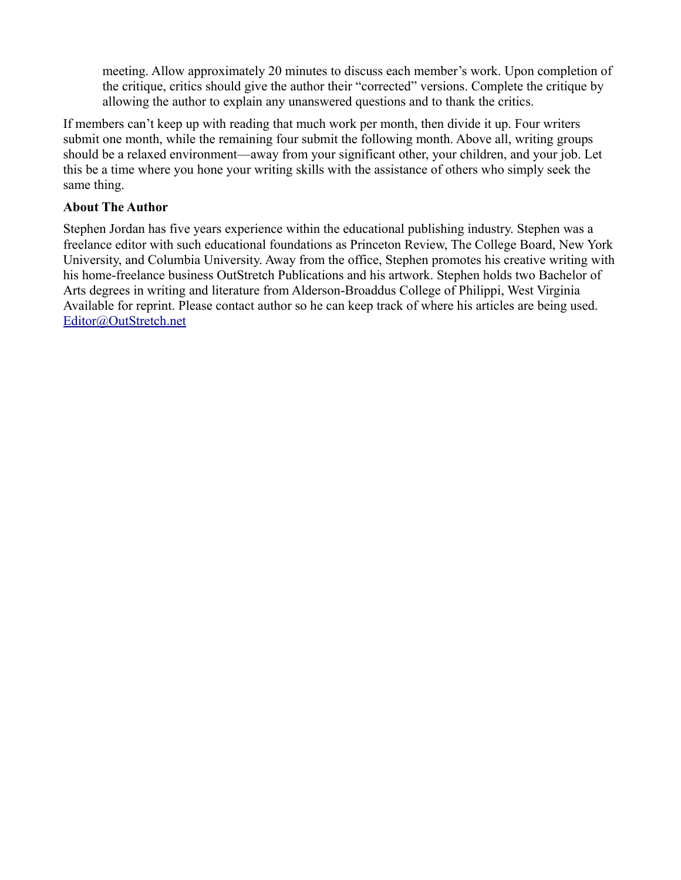meeting. Allow approximately 20 minutes to discuss each member's work. Upon completion of the critique, critics should give the author their "corrected" versions. Complete the critique by allowing the author to explain any unanswered questions and to thank the critics.

If members can't keep up with reading that much work per month, then divide it up. Four writers submit one month, while the remaining four submit the following month. Above all, writing groups should be a relaxed environment—away from your significant other, your children, and your job. Let this be a time where you hone your writing skills with the assistance of others who simply seek the same thing.

**About The Author**

Stephen Jordan has five years experience within the educational publishing industry. Stephen was a freelance editor with such educational foundations as Princeton Review, The College Board, New York University, and Columbia University. Away from the office, Stephen promotes his creative writing with his home-freelance business OutStretch Publications and his artwork. Stephen holds two Bachelor of Arts degrees in writing and literature from Alderson-Broaddus College of Philippi, West Virginia Available for reprint. Please contact author so he can keep track of where his articles are being used. Editor@OutStretch.net